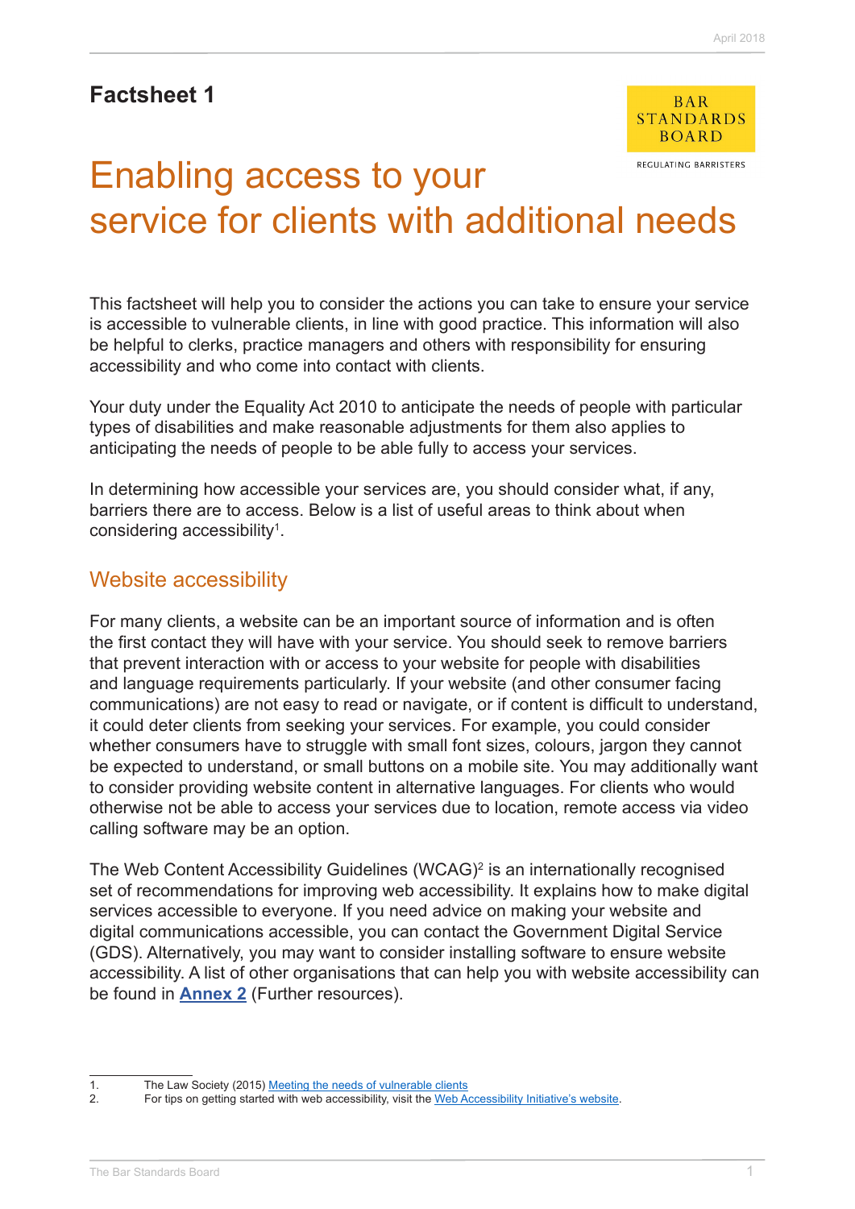**Factsheet 1**

BAR STANDARDS BOARD

REGULATING BARRISTERS

# Enabling access to your service for clients with additional needs

This factsheet will help you to consider the actions you can take to ensure your service is accessible to vulnerable clients, in line with good practice. This information will also be helpful to clerks, practice managers and others with responsibility for ensuring accessibility and who come into contact with clients.

Your duty under the Equality Act 2010 to anticipate the needs of people with particular types of disabilities and make reasonable adjustments for them also applies to anticipating the needs of people to be able fully to access your services.

In determining how accessible your services are, you should consider what, if any, barriers there are to access. Below is a list of useful areas to think about when considering accessibility[1].

## Website accessibility

For many clients, a website can be an important source of information and is often the first contact they will have with your service. You should seek to remove barriers that prevent interaction with or access to your website for people with disabilities and language requirements particularly. If your website (and other consumer facing communications) are not easy to read or navigate, or if content is difficult to understand, it could deter clients from seeking your services. For example, you could consider whether consumers have to struggle with small font sizes, colours, jargon they cannot be expected to understand, or small buttons on a mobile site. You may additionally want to consider providing website content in alternative languages. For clients who would otherwise not be able to access your services due to location, remote access via video calling software may be an option.

The Web Content Accessibility Guidelines (WCAG)[2] is an internationally recognised set of recommendations for improving web accessibility. It explains how to make digital services accessible to everyone. If you need advice on making your website and digital communications accessible, you can contact the Government Digital Service (GDS). Alternatively, you may want to consider installing software to ensure website accessibility. A list of other organisations that can help you with website accessibility can be found in **Annex 2** (Further resources).

---

1. The Law Society (2015) Meeting the needs of vulnerable clients
2. For tips on getting started with web accessibility, visit the Web Accessibility Initiative's website.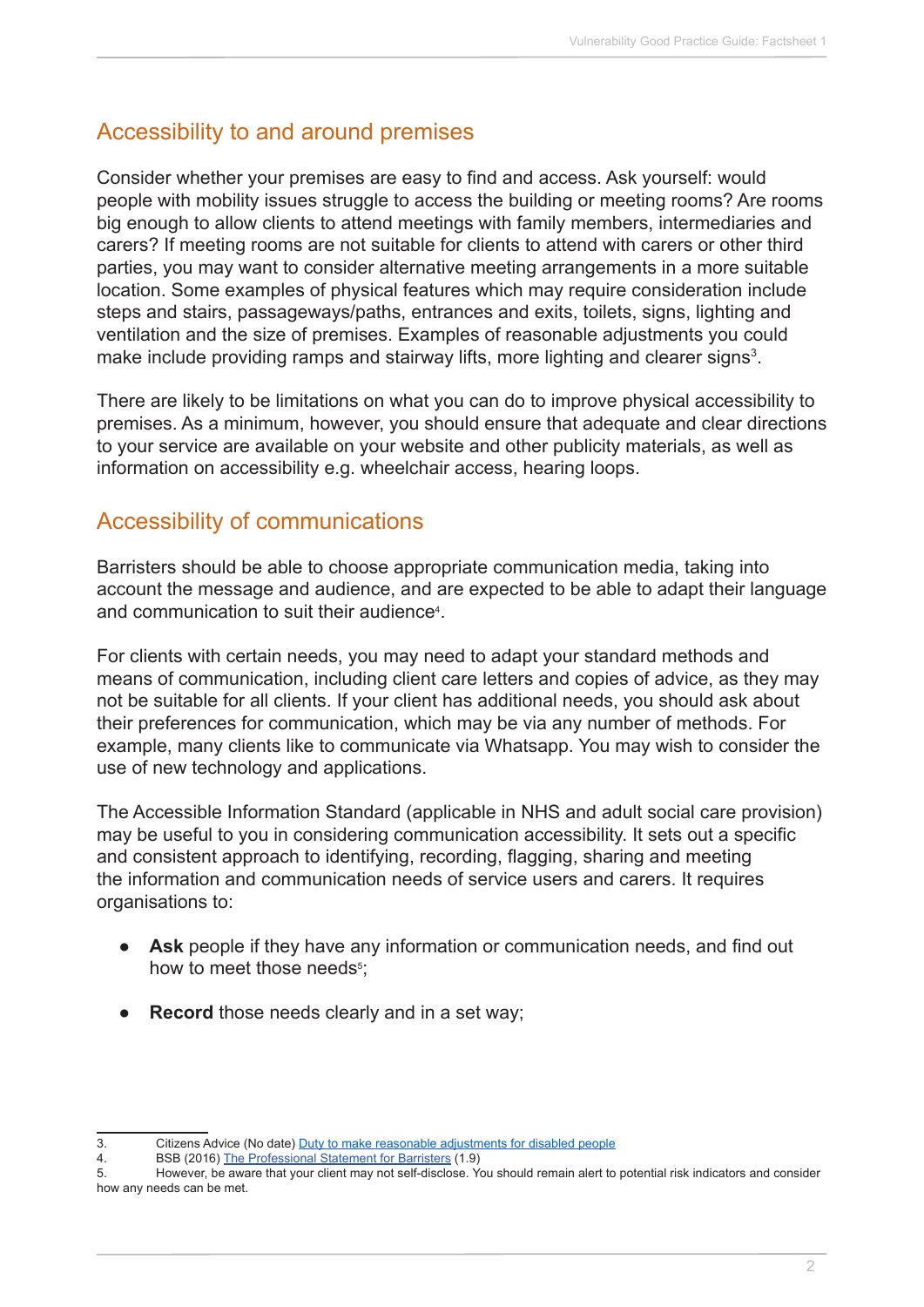## Accessibility to and around premises

Consider whether your premises are easy to find and access. Ask yourself: would people with mobility issues struggle to access the building or meeting rooms? Are rooms big enough to allow clients to attend meetings with family members, intermediaries and carers? If meeting rooms are not suitable for clients to attend with carers or other third parties, you may want to consider alternative meeting arrangements in a more suitable location. Some examples of physical features which may require consideration include steps and stairs, passageways/paths, entrances and exits, toilets, signs, lighting and ventilation and the size of premises. Examples of reasonable adjustments you could make include providing ramps and stairway lifts, more lighting and clearer signs[3].

There are likely to be limitations on what you can do to improve physical accessibility to premises. As a minimum, however, you should ensure that adequate and clear directions to your service are available on your website and other publicity materials, as well as information on accessibility e.g. wheelchair access, hearing loops.

## Accessibility of communications

Barristers should be able to choose appropriate communication media, taking into account the message and audience, and are expected to be able to adapt their language and communication to suit their audience[4].

For clients with certain needs, you may need to adapt your standard methods and means of communication, including client care letters and copies of advice, as they may not be suitable for all clients. If your client has additional needs, you should ask about their preferences for communication, which may be via any number of methods. For example, many clients like to communicate via Whatsapp. You may wish to consider the use of new technology and applications.

The Accessible Information Standard (applicable in NHS and adult social care provision) may be useful to you in considering communication accessibility. It sets out a specific and consistent approach to identifying, recording, flagging, sharing and meeting the information and communication needs of service users and carers. It requires organisations to:

- **Ask** people if they have any information or communication needs, and find out how to meet those needs[5];
- **Record** those needs clearly and in a set way;

---

3. Citizens Advice (No date) Duty to make reasonable adjustments for disabled people
4. BSB (2016) The Professional Statement for Barristers (1.9)
5. However, be aware that your client may not self-disclose. You should remain alert to potential risk indicators and consider how any needs can be met.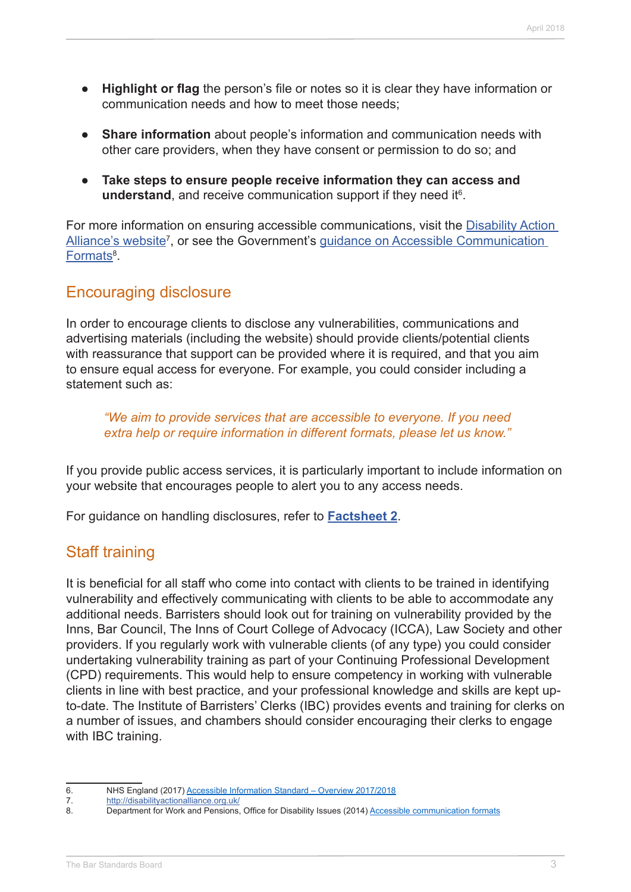- **Highlight or flag** the person's file or notes so it is clear they have information or communication needs and how to meet those needs;

- **Share information** about people's information and communication needs with other care providers, when they have consent or permission to do so; and

- **Take steps to ensure people receive information they can access and understand**, and receive communication support if they need it[6].

For more information on ensuring accessible communications, visit the Disability Action Alliance's website[7], or see the Government's guidance on Accessible Communication Formats[8].

## Encouraging disclosure

In order to encourage clients to disclose any vulnerabilities, communications and advertising materials (including the website) should provide clients/potential clients with reassurance that support can be provided where it is required, and that you aim to ensure equal access for everyone. For example, you could consider including a statement such as:

> *"We aim to provide services that are accessible to everyone. If you need extra help or require information in different formats, please let us know."*

If you provide public access services, it is particularly important to include information on your website that encourages people to alert you to any access needs.

For guidance on handling disclosures, refer to **Factsheet 2**.

## Staff training

It is beneficial for all staff who come into contact with clients to be trained in identifying vulnerability and effectively communicating with clients to be able to accommodate any additional needs. Barristers should look out for training on vulnerability provided by the Inns, Bar Council, The Inns of Court College of Advocacy (ICCA), Law Society and other providers. If you regularly work with vulnerable clients (of any type) you could consider undertaking vulnerability training as part of your Continuing Professional Development (CPD) requirements. This would help to ensure competency in working with vulnerable clients in line with best practice, and your professional knowledge and skills are kept up-to-date. The Institute of Barristers' Clerks (IBC) provides events and training for clerks on a number of issues, and chambers should consider encouraging their clerks to engage with IBC training.

---

6. NHS England (2017) Accessible Information Standard – Overview 2017/2018
7. http://disabilityactionalliance.org.uk/
8. Department for Work and Pensions, Office for Disability Issues (2014) Accessible communication formats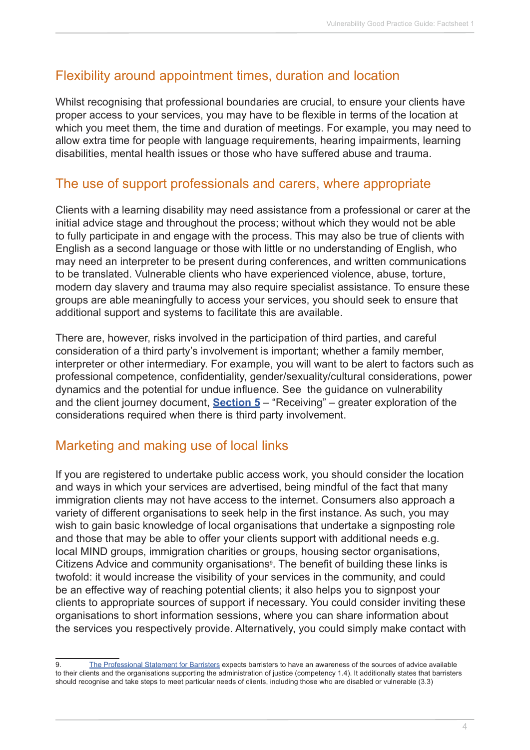## Flexibility around appointment times, duration and location

Whilst recognising that professional boundaries are crucial, to ensure your clients have proper access to your services, you may have to be flexible in terms of the location at which you meet them, the time and duration of meetings. For example, you may need to allow extra time for people with language requirements, hearing impairments, learning disabilities, mental health issues or those who have suffered abuse and trauma.

## The use of support professionals and carers, where appropriate

Clients with a learning disability may need assistance from a professional or carer at the initial advice stage and throughout the process; without which they would not be able to fully participate in and engage with the process. This may also be true of clients with English as a second language or those with little or no understanding of English, who may need an interpreter to be present during conferences, and written communications to be translated. Vulnerable clients who have experienced violence, abuse, torture, modern day slavery and trauma may also require specialist assistance. To ensure these groups are able meaningfully to access your services, you should seek to ensure that additional support and systems to facilitate this are available.

There are, however, risks involved in the participation of third parties, and careful consideration of a third party's involvement is important; whether a family member, interpreter or other intermediary. For example, you will want to be alert to factors such as professional competence, confidentiality, gender/sexuality/cultural considerations, power dynamics and the potential for undue influence. See the guidance on vulnerability and the client journey document, **Section 5** – "Receiving" – greater exploration of the considerations required when there is third party involvement.

## Marketing and making use of local links

If you are registered to undertake public access work, you should consider the location and ways in which your services are advertised, being mindful of the fact that many immigration clients may not have access to the internet. Consumers also approach a variety of different organisations to seek help in the first instance. As such, you may wish to gain basic knowledge of local organisations that undertake a signposting role and those that may be able to offer your clients support with additional needs e.g. local MIND groups, immigration charities or groups, housing sector organisations, Citizens Advice and community organisations[9]. The benefit of building these links is twofold: it would increase the visibility of your services in the community, and could be an effective way of reaching potential clients; it also helps you to signpost your clients to appropriate sources of support if necessary. You could consider inviting these organisations to short information sessions, where you can share information about the services you respectively provide. Alternatively, you could simply make contact with

---

9. The Professional Statement for Barristers expects barristers to have an awareness of the sources of advice available to their clients and the organisations supporting the administration of justice (competency 1.4). It additionally states that barristers should recognise and take steps to meet particular needs of clients, including those who are disabled or vulnerable (3.3)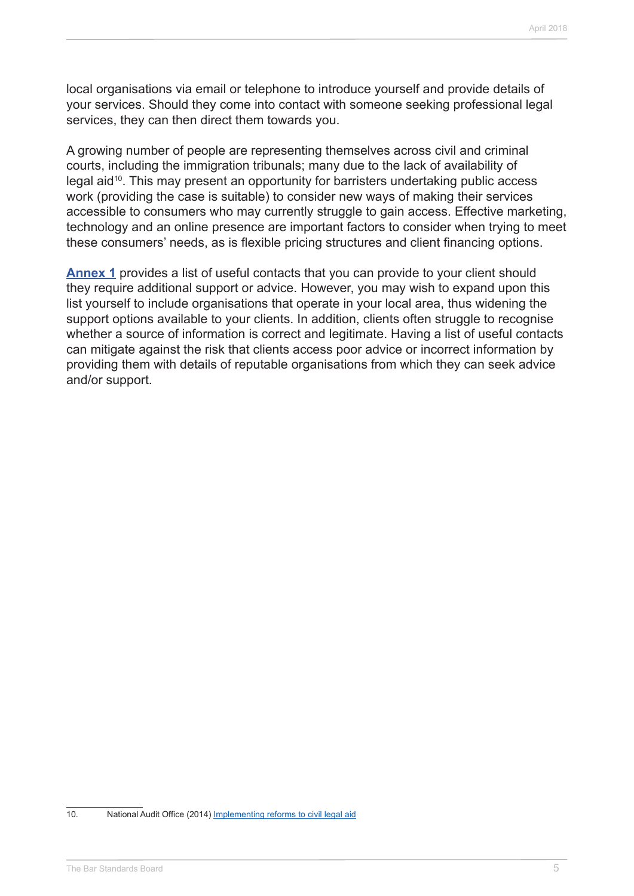local organisations via email or telephone to introduce yourself and provide details of your services. Should they come into contact with someone seeking professional legal services, they can then direct them towards you.

A growing number of people are representing themselves across civil and criminal courts, including the immigration tribunals; many due to the lack of availability of legal aid[10]. This may present an opportunity for barristers undertaking public access work (providing the case is suitable) to consider new ways of making their services accessible to consumers who may currently struggle to gain access. Effective marketing, technology and an online presence are important factors to consider when trying to meet these consumers' needs, as is flexible pricing structures and client financing options.

**Annex 1** provides a list of useful contacts that you can provide to your client should they require additional support or advice. However, you may wish to expand upon this list yourself to include organisations that operate in your local area, thus widening the support options available to your clients. In addition, clients often struggle to recognise whether a source of information is correct and legitimate. Having a list of useful contacts can mitigate against the risk that clients access poor advice or incorrect information by providing them with details of reputable organisations from which they can seek advice and/or support.

---

10. National Audit Office (2014) Implementing reforms to civil legal aid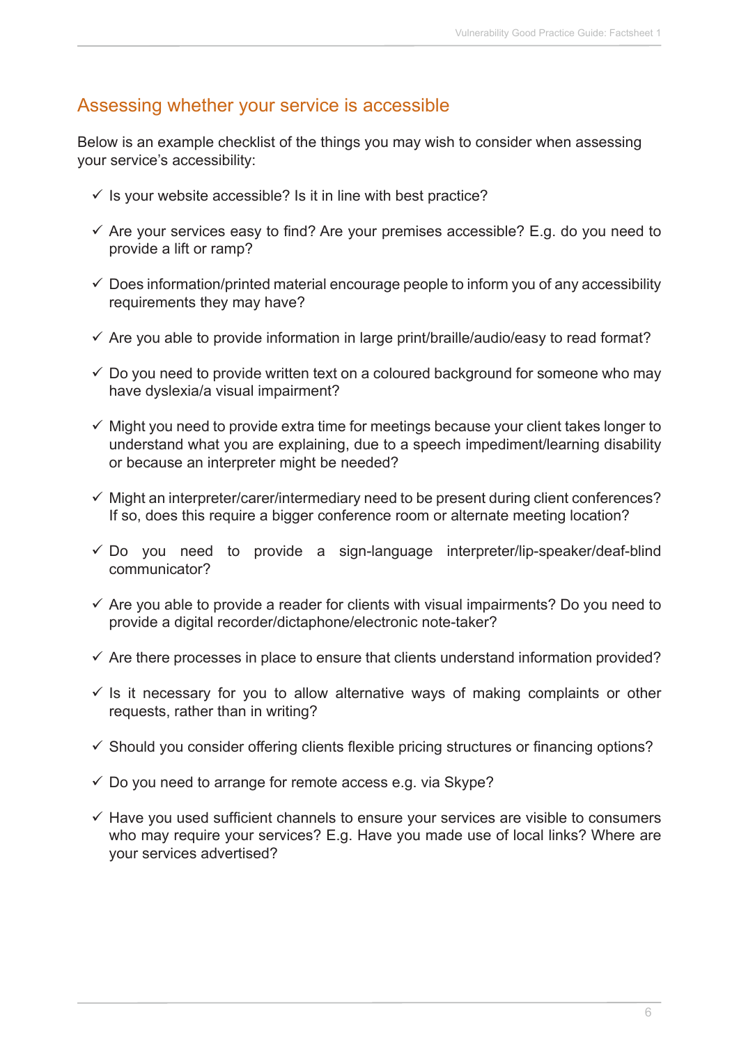## Assessing whether your service is accessible

Below is an example checklist of the things you may wish to consider when assessing your service's accessibility:

- ✓ Is your website accessible? Is it in line with best practice?
- ✓ Are your services easy to find? Are your premises accessible? E.g. do you need to provide a lift or ramp?
- ✓ Does information/printed material encourage people to inform you of any accessibility requirements they may have?
- ✓ Are you able to provide information in large print/braille/audio/easy to read format?
- ✓ Do you need to provide written text on a coloured background for someone who may have dyslexia/a visual impairment?
- ✓ Might you need to provide extra time for meetings because your client takes longer to understand what you are explaining, due to a speech impediment/learning disability or because an interpreter might be needed?
- ✓ Might an interpreter/carer/intermediary need to be present during client conferences? If so, does this require a bigger conference room or alternate meeting location?
- ✓ Do you need to provide a sign-language interpreter/lip-speaker/deaf-blind communicator?
- ✓ Are you able to provide a reader for clients with visual impairments? Do you need to provide a digital recorder/dictaphone/electronic note-taker?
- ✓ Are there processes in place to ensure that clients understand information provided?
- ✓ Is it necessary for you to allow alternative ways of making complaints or other requests, rather than in writing?
- ✓ Should you consider offering clients flexible pricing structures or financing options?
- ✓ Do you need to arrange for remote access e.g. via Skype?
- ✓ Have you used sufficient channels to ensure your services are visible to consumers who may require your services? E.g. Have you made use of local links? Where are your services advertised?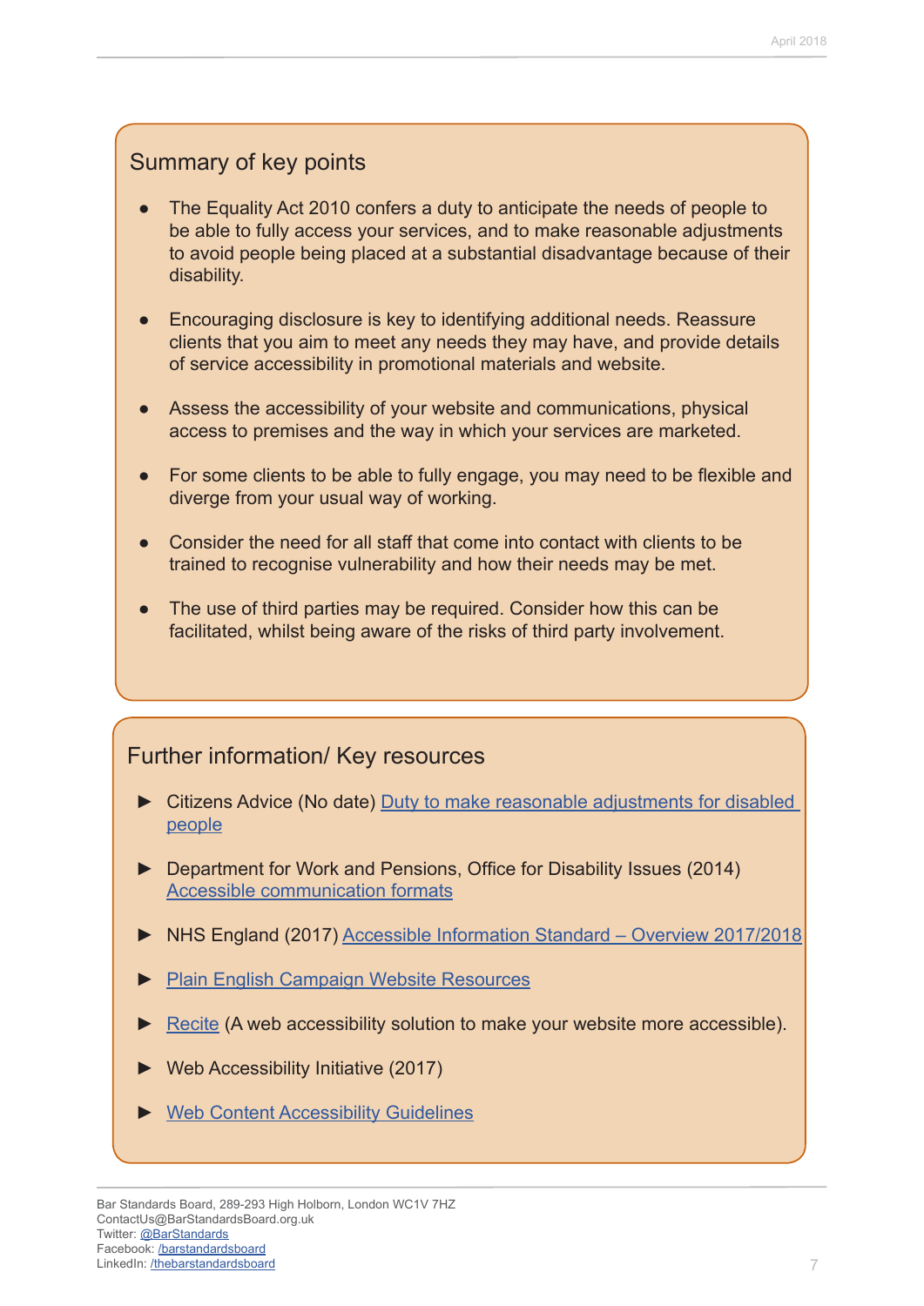## Summary of key points

- The Equality Act 2010 confers a duty to anticipate the needs of people to be able to fully access your services, and to make reasonable adjustments to avoid people being placed at a substantial disadvantage because of their disability.
- Encouraging disclosure is key to identifying additional needs. Reassure clients that you aim to meet any needs they may have, and provide details of service accessibility in promotional materials and website.
- Assess the accessibility of your website and communications, physical access to premises and the way in which your services are marketed.
- For some clients to be able to fully engage, you may need to be flexible and diverge from your usual way of working.
- Consider the need for all staff that come into contact with clients to be trained to recognise vulnerability and how their needs may be met.
- The use of third parties may be required. Consider how this can be facilitated, whilst being aware of the risks of third party involvement.

## Further information/ Key resources

- Citizens Advice (No date) Duty to make reasonable adjustments for disabled people
- Department for Work and Pensions, Office for Disability Issues (2014) Accessible communication formats
- NHS England (2017) Accessible Information Standard – Overview 2017/2018
- Plain English Campaign Website Resources
- Recite (A web accessibility solution to make your website more accessible).
- Web Accessibility Initiative (2017)
- Web Content Accessibility Guidelines

Bar Standards Board, 289-293 High Holborn, London WC1V 7HZ
ContactUs@BarStandardsBoard.org.uk
Twitter: @BarStandards
Facebook: /barstandardsboard
LinkedIn: /thebarstandardsboard